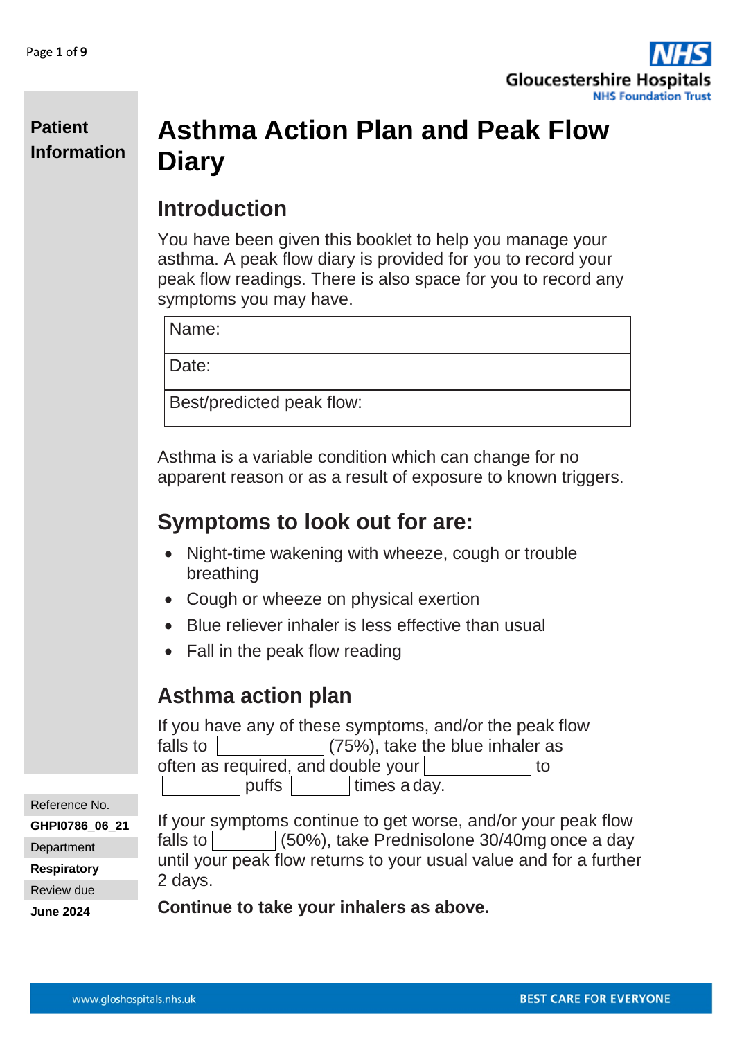**Patient Information**

# Asthma Action Plan and Peak Flow Diary

## Introduction

You have been given this booklet to help you manage your asthma. A peak flow diary is provided for you to record your peak flow readings. There is also space for you to record any symptoms you may have.

| Name: |
| --- |
| Date: |
| Best/predicted peak flow: |

Asthma is a variable condition which can change for no apparent reason or as a result of exposure to known triggers.

## Symptoms to look out for are:

- Night-time wakening with wheeze, cough or trouble breathing
- Cough or wheeze on physical exertion
- Blue reliever inhaler is less effective than usual
- Fall in the peak flow reading

## Asthma action plan

If you have any of these symptoms, and/or the peak flow falls to ________ (75%), take the blue inhaler as often as required, and double your ________ to ________ puffs ________ times a day.

If your symptoms continue to get worse, and/or your peak flow falls to ________ (50%), take Prednisolone 30/40mg once a day until your peak flow returns to your usual value and for a further 2 days.

**Continue to take your inhalers as above.**

Reference No.
**GHPI0786_06_21**
Department
**Respiratory**
Review due
**June 2024**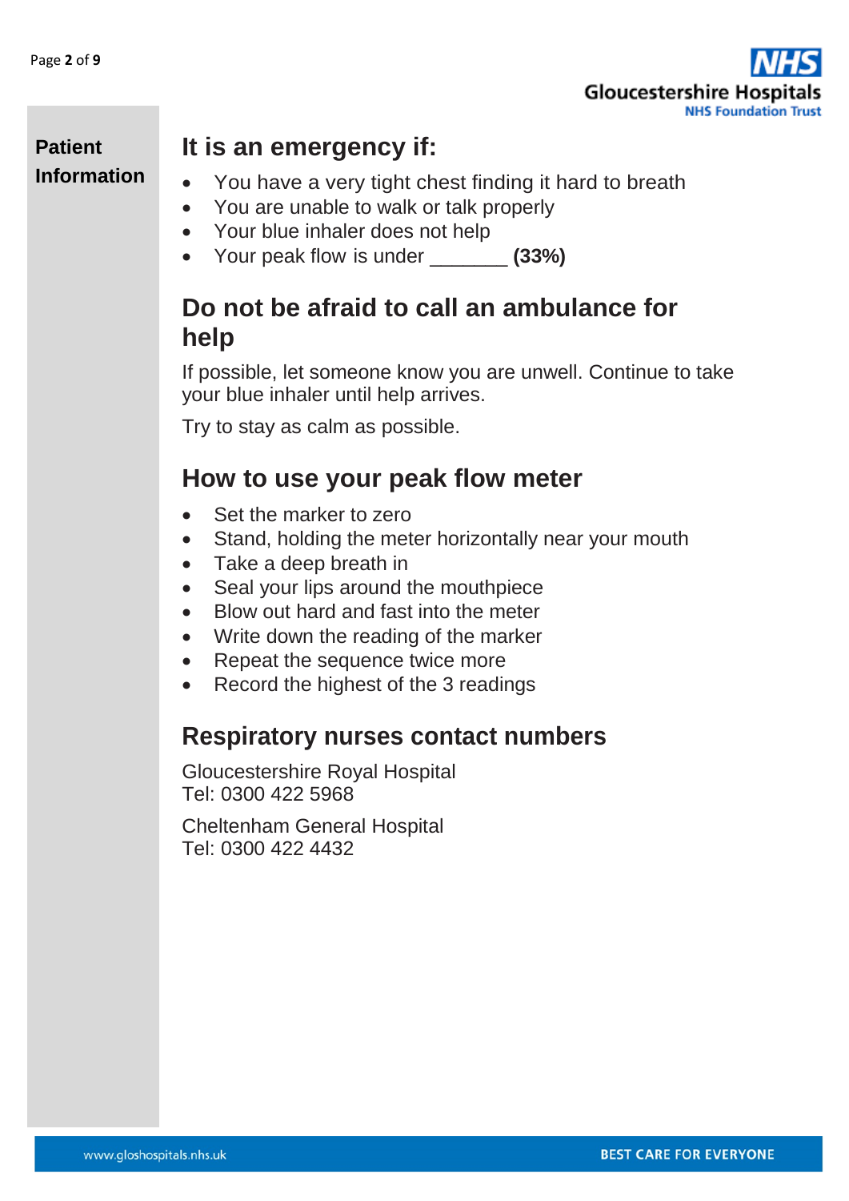**Patient Information**

## It is an emergency if:

- You have a very tight chest finding it hard to breath
- You are unable to walk or talk properly
- Your blue inhaler does not help
- Your peak flow is under _______ **(33%)**

## Do not be afraid to call an ambulance for help

If possible, let someone know you are unwell. Continue to take your blue inhaler until help arrives.

Try to stay as calm as possible.

## How to use your peak flow meter

- Set the marker to zero
- Stand, holding the meter horizontally near your mouth
- Take a deep breath in
- Seal your lips around the mouthpiece
- Blow out hard and fast into the meter
- Write down the reading of the marker
- Repeat the sequence twice more
- Record the highest of the 3 readings

## Respiratory nurses contact numbers

Gloucestershire Royal Hospital
Tel: 0300 422 5968

Cheltenham General Hospital
Tel: 0300 422 4432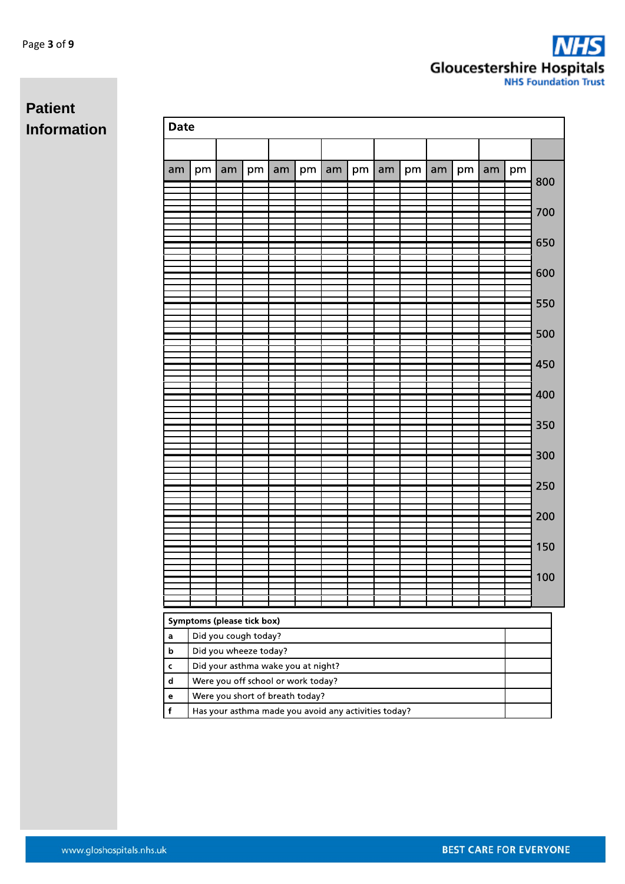## Patient Information

| Date | | | | | | | | | | | | | | |
|---|---|---|---|---|---|---|---|---|---|---|---|---|---|---|
| | | | | | | | | | | | | | | |
| am | pm | am | pm | am | pm | am | pm | am | pm | am | pm | am | pm | |
| | | | | | | | | | | | | | | 800 |
| | | | | | | | | | | | | | | 700 |
| | | | | | | | | | | | | | | 650 |
| | | | | | | | | | | | | | | 600 |
| | | | | | | | | | | | | | | 550 |
| | | | | | | | | | | | | | | 500 |
| | | | | | | | | | | | | | | 450 |
| | | | | | | | | | | | | | | 400 |
| | | | | | | | | | | | | | | 350 |
| | | | | | | | | | | | | | | 300 |
| | | | | | | | | | | | | | | 250 |
| | | | | | | | | | | | | | | 200 |
| | | | | | | | | | | | | | | 150 |
| | | | | | | | | | | | | | | 100 |

| Symptoms (please tick box) | | |
|---|---|---|
| a | Did you cough today? | |
| b | Did you wheeze today? | |
| c | Did your asthma wake you at night? | |
| d | Were you off school or work today? | |
| e | Were you short of breath today? | |
| f | Has your asthma made you avoid any activities today? | |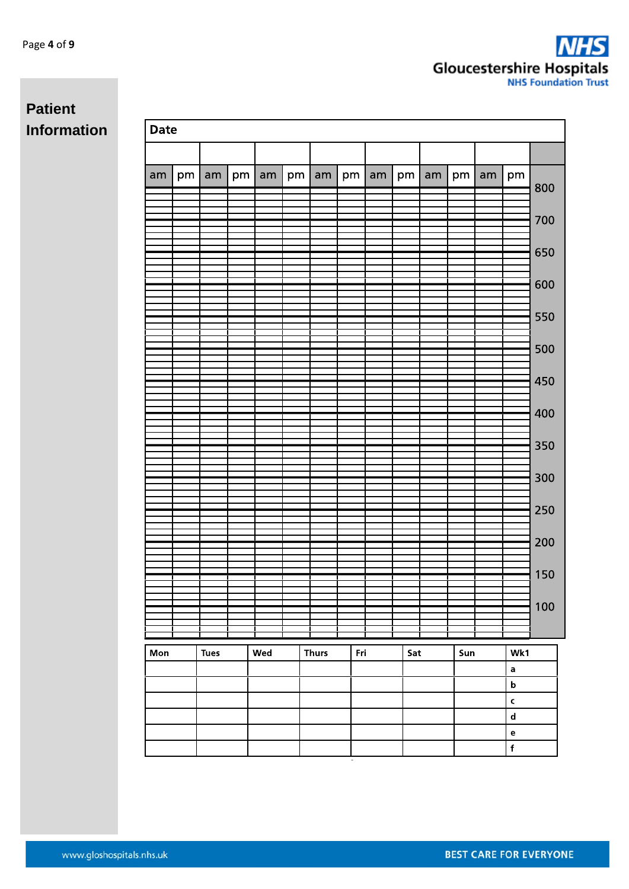## Patient Information

| Date | | | | | | | | | | | | | | |
|---|---|---|---|---|---|---|---|---|---|---|---|---|---|---|
| | | | | | | | | | | | | | | |
| am | pm | am | pm | am | pm | am | pm | am | pm | am | pm | am | pm | |
| | | | | | | | | | | | | | | 800 |
| | | | | | | | | | | | | | | 700 |
| | | | | | | | | | | | | | | 650 |
| | | | | | | | | | | | | | | 600 |
| | | | | | | | | | | | | | | 550 |
| | | | | | | | | | | | | | | 500 |
| | | | | | | | | | | | | | | 450 |
| | | | | | | | | | | | | | | 400 |
| | | | | | | | | | | | | | | 350 |
| | | | | | | | | | | | | | | 300 |
| | | | | | | | | | | | | | | 250 |
| | | | | | | | | | | | | | | 200 |
| | | | | | | | | | | | | | | 150 |
| | | | | | | | | | | | | | | 100 |

| Mon | Tues | Wed | Thurs | Fri | Sat | Sun | Wk1 |
|---|---|---|---|---|---|---|---|
| | | | | | | | a |
| | | | | | | | b |
| | | | | | | | c |
| | | | | | | | d |
| | | | | | | | e |
| | | | | | | | f |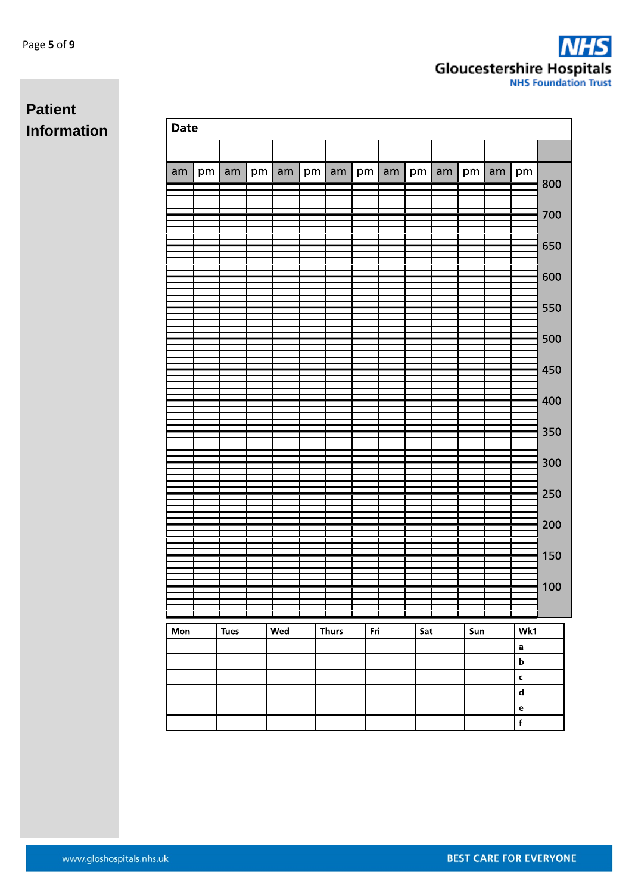## Patient Information

| Date | | | | | | | | | | | | | | |
|---|---|---|---|---|---|---|---|---|---|---|---|---|---|---|
| | | | | | | | | | | | | | | |
| am | pm | am | pm | am | pm | am | pm | am | pm | am | pm | am | pm | |
| | | | | | | | | | | | | | | 800 |
| | | | | | | | | | | | | | | 700 |
| | | | | | | | | | | | | | | 650 |
| | | | | | | | | | | | | | | 600 |
| | | | | | | | | | | | | | | 550 |
| | | | | | | | | | | | | | | 500 |
| | | | | | | | | | | | | | | 450 |
| | | | | | | | | | | | | | | 400 |
| | | | | | | | | | | | | | | 350 |
| | | | | | | | | | | | | | | 300 |
| | | | | | | | | | | | | | | 250 |
| | | | | | | | | | | | | | | 200 |
| | | | | | | | | | | | | | | 150 |
| | | | | | | | | | | | | | | 100 |

| Mon | Tues | Wed | Thurs | Fri | Sat | Sun | Wk1 |
|---|---|---|---|---|---|---|---|
| | | | | | | | a |
| | | | | | | | b |
| | | | | | | | c |
| | | | | | | | d |
| | | | | | | | e |
| | | | | | | | f |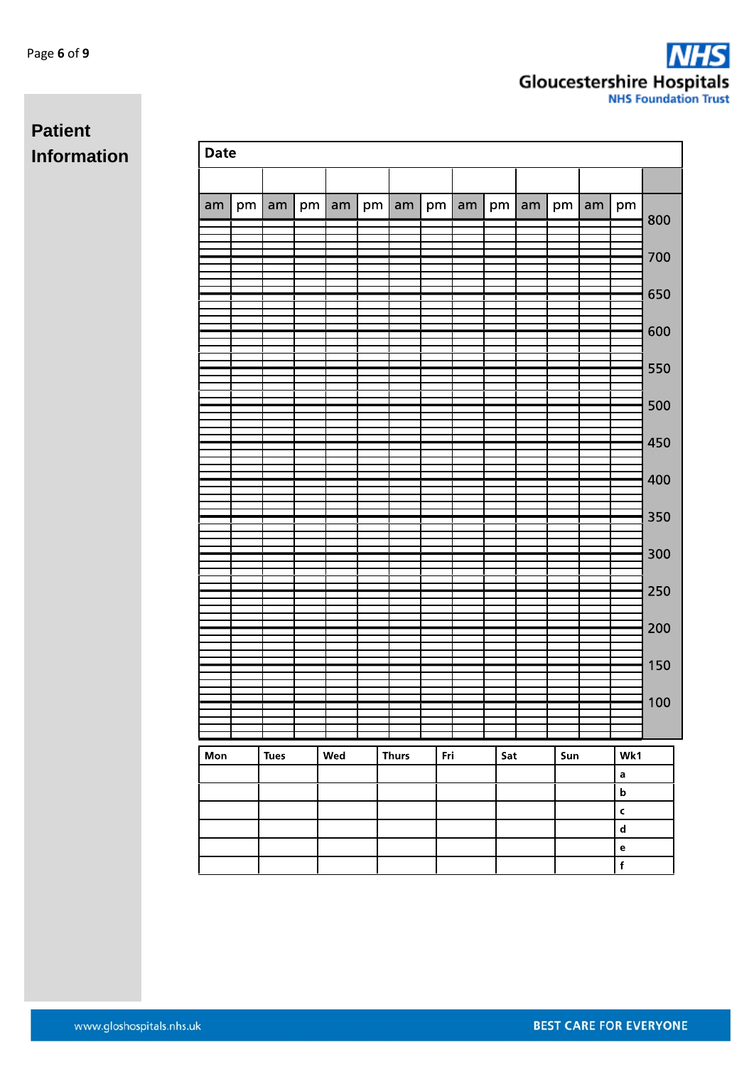## Patient Information

| Date | | | | | | | | | | | | | | |
|---|---|---|---|---|---|---|---|---|---|---|---|---|---|---|
| | | | | | | | | | | | | | | |
| am | pm | am | pm | am | pm | am | pm | am | pm | am | pm | am | pm | |
| | | | | | | | | | | | | | | 800 |
| | | | | | | | | | | | | | | 700 |
| | | | | | | | | | | | | | | 650 |
| | | | | | | | | | | | | | | 600 |
| | | | | | | | | | | | | | | 550 |
| | | | | | | | | | | | | | | 500 |
| | | | | | | | | | | | | | | 450 |
| | | | | | | | | | | | | | | 400 |
| | | | | | | | | | | | | | | 350 |
| | | | | | | | | | | | | | | 300 |
| | | | | | | | | | | | | | | 250 |
| | | | | | | | | | | | | | | 200 |
| | | | | | | | | | | | | | | 150 |
| | | | | | | | | | | | | | | 100 |

| Mon | Tues | Wed | Thurs | Fri | Sat | Sun | Wk1 |
|---|---|---|---|---|---|---|---|
| | | | | | | | a |
| | | | | | | | b |
| | | | | | | | c |
| | | | | | | | d |
| | | | | | | | e |
| | | | | | | | f |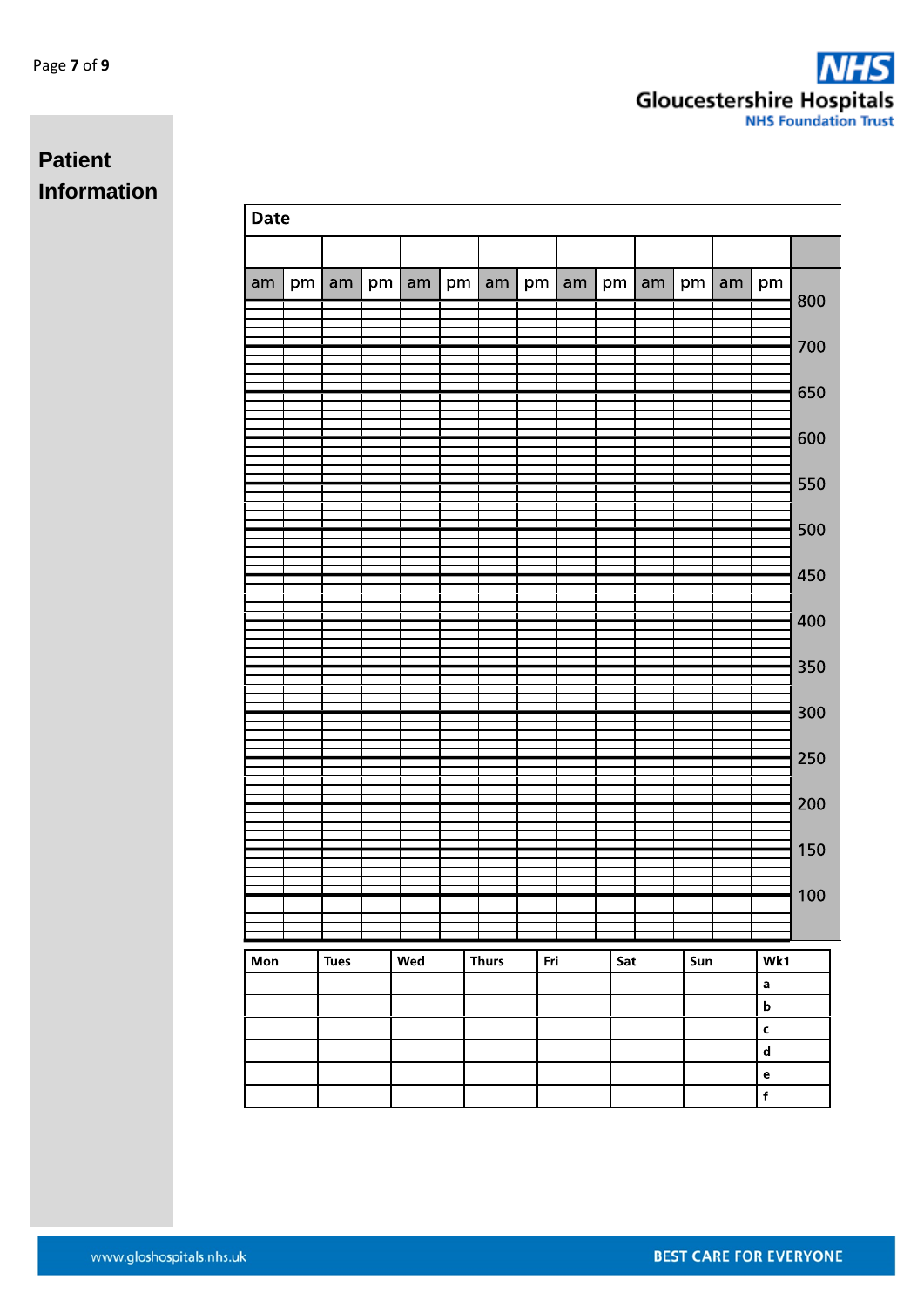**Patient Information**

| Date | | | | | | | | | | | | | | |
|---|---|---|---|---|---|---|---|---|---|---|---|---|---|---|
| | | | | | | | | | | | | | | |
| am | pm | am | pm | am | pm | am | pm | am | pm | am | pm | am | pm | |
| | | | | | | | | | | | | | | 800 |
| | | | | | | | | | | | | | | 700 |
| | | | | | | | | | | | | | | 650 |
| | | | | | | | | | | | | | | 600 |
| | | | | | | | | | | | | | | 550 |
| | | | | | | | | | | | | | | 500 |
| | | | | | | | | | | | | | | 450 |
| | | | | | | | | | | | | | | 400 |
| | | | | | | | | | | | | | | 350 |
| | | | | | | | | | | | | | | 300 |
| | | | | | | | | | | | | | | 250 |
| | | | | | | | | | | | | | | 200 |
| | | | | | | | | | | | | | | 150 |
| | | | | | | | | | | | | | | 100 |

| Mon | Tues | Wed | Thurs | Fri | Sat | Sun | Wk1 |
|---|---|---|---|---|---|---|---|
| | | | | | | | a |
| | | | | | | | b |
| | | | | | | | c |
| | | | | | | | d |
| | | | | | | | e |
| | | | | | | | f |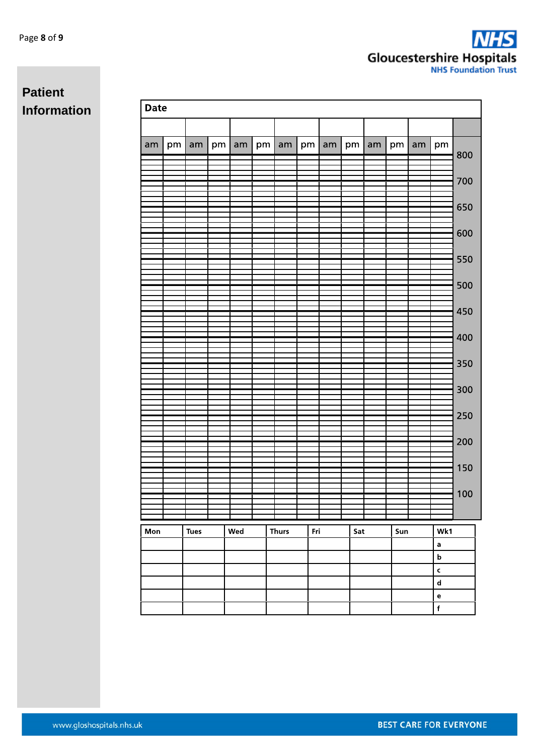## Patient Information

| Date | | | | | | | | | | | | | | |
|---|---|---|---|---|---|---|---|---|---|---|---|---|---|---|
| | | | | | | | | | | | | | | |
| am | pm | am | pm | am | pm | am | pm | am | pm | am | pm | am | pm | |
| | | | | | | | | | | | | | | 800 |
| | | | | | | | | | | | | | | 700 |
| | | | | | | | | | | | | | | 650 |
| | | | | | | | | | | | | | | 600 |
| | | | | | | | | | | | | | | 550 |
| | | | | | | | | | | | | | | 500 |
| | | | | | | | | | | | | | | 450 |
| | | | | | | | | | | | | | | 400 |
| | | | | | | | | | | | | | | 350 |
| | | | | | | | | | | | | | | 300 |
| | | | | | | | | | | | | | | 250 |
| | | | | | | | | | | | | | | 200 |
| | | | | | | | | | | | | | | 150 |
| | | | | | | | | | | | | | | 100 |

| Mon | Tues | Wed | Thurs | Fri | Sat | Sun | Wk1 |
|---|---|---|---|---|---|---|---|
| | | | | | | | a |
| | | | | | | | b |
| | | | | | | | c |
| | | | | | | | d |
| | | | | | | | e |
| | | | | | | | f |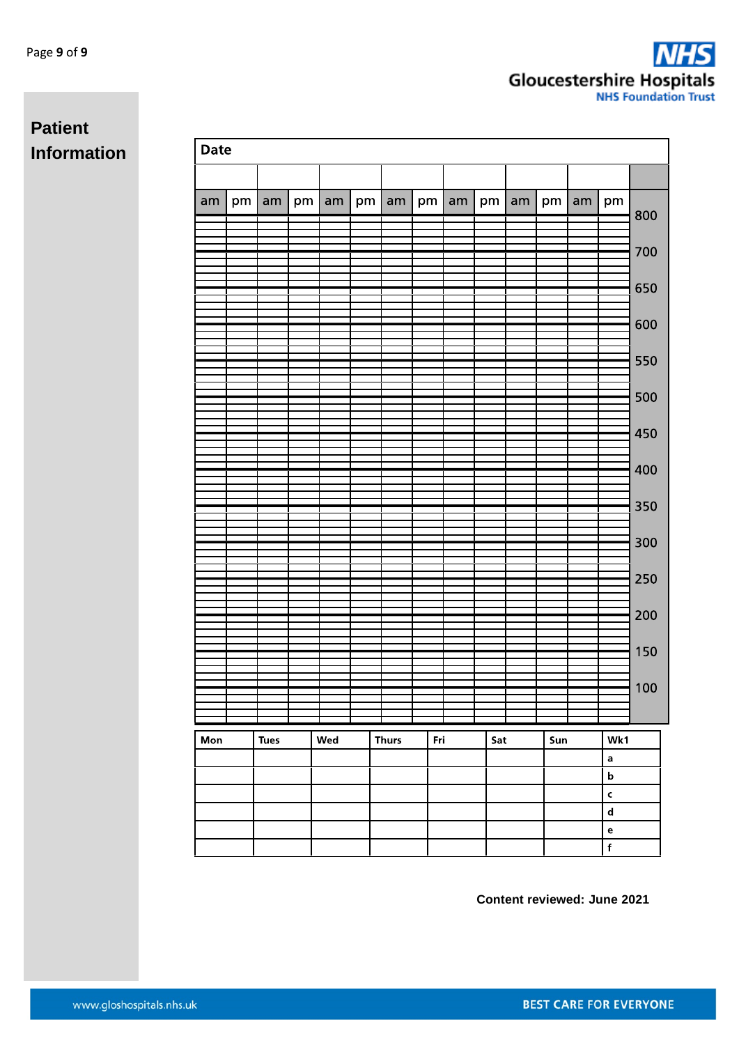## Patient Information

Date

am pm am pm am pm am pm am pm am pm am pm

800
700
650
600
550
500
450
400
350
300
250
200
150
100

| Mon | Tues | Wed | Thurs | Fri | Sat | Sun | Wk1 |
|---|---|---|---|---|---|---|---|
| | | | | | | | a |
| | | | | | | | b |
| | | | | | | | c |
| | | | | | | | d |
| | | | | | | | e |
| | | | | | | | f |

**Content reviewed: June 2021**